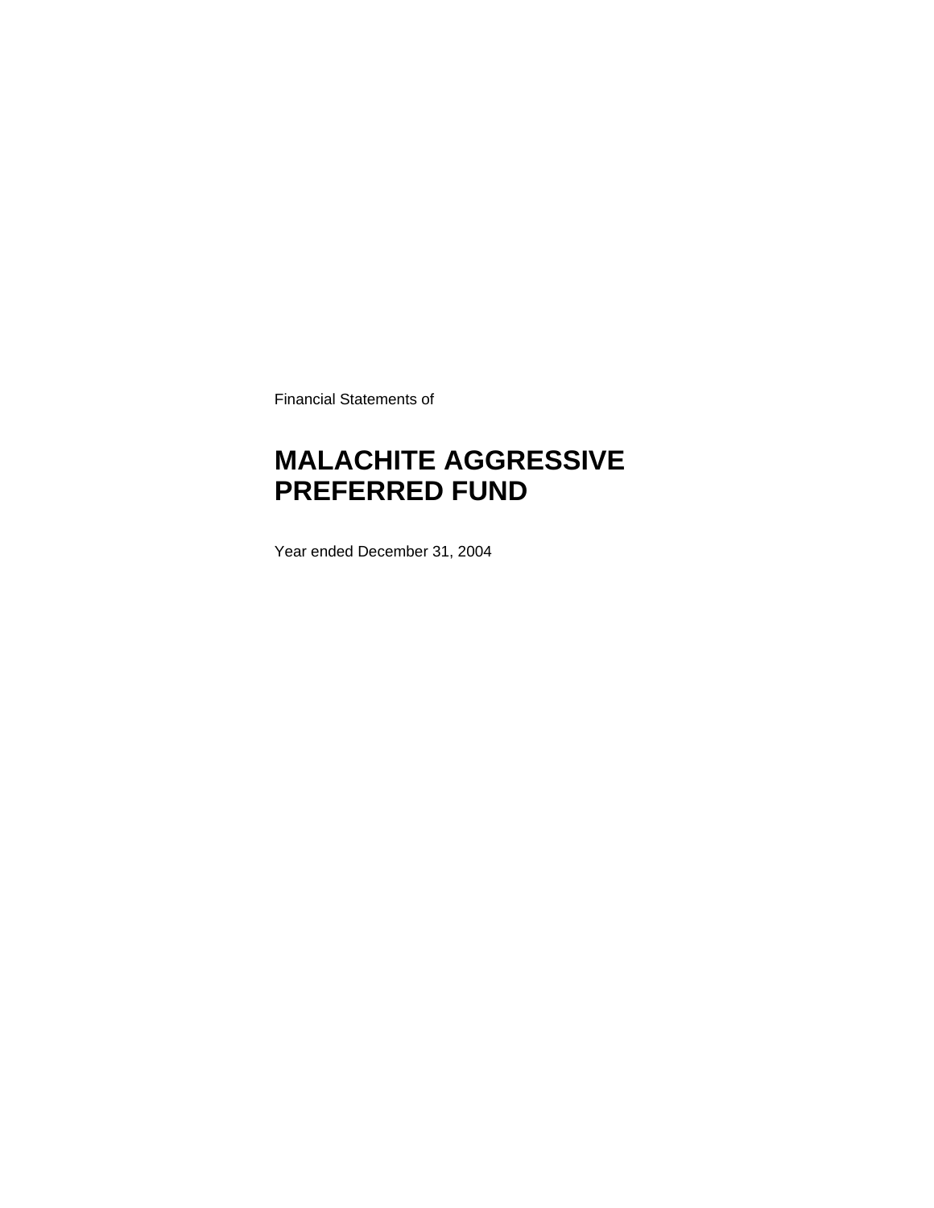Financial Statements of

# MALACHITE AGGRESSIVE PREFERRED FUND

Year ended December 31, 2004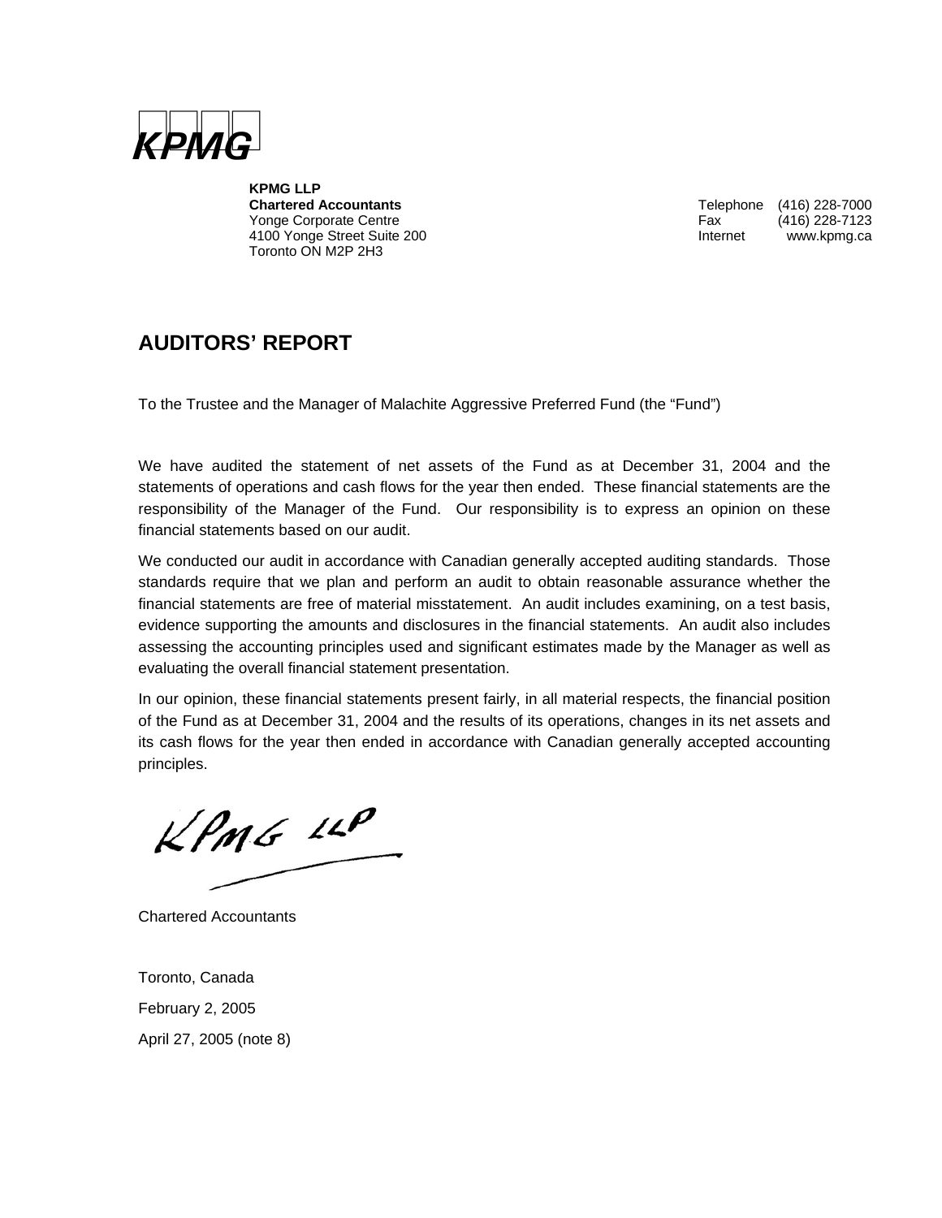KPMG

**KPMG LLP**
**Chartered Accountants**
Yonge Corporate Centre
4100 Yonge Street Suite 200
Toronto ON M2P 2H3

Telephone (416) 228-7000
Fax (416) 228-7123
Internet www.kpmg.ca

## AUDITORS' REPORT

To the Trustee and the Manager of Malachite Aggressive Preferred Fund (the "Fund")

We have audited the statement of net assets of the Fund as at December 31, 2004 and the statements of operations and cash flows for the year then ended. These financial statements are the responsibility of the Manager of the Fund. Our responsibility is to express an opinion on these financial statements based on our audit.

We conducted our audit in accordance with Canadian generally accepted auditing standards. Those standards require that we plan and perform an audit to obtain reasonable assurance whether the financial statements are free of material misstatement. An audit includes examining, on a test basis, evidence supporting the amounts and disclosures in the financial statements. An audit also includes assessing the accounting principles used and significant estimates made by the Manager as well as evaluating the overall financial statement presentation.

In our opinion, these financial statements present fairly, in all material respects, the financial position of the Fund as at December 31, 2004 and the results of its operations, changes in its net assets and its cash flows for the year then ended in accordance with Canadian generally accepted accounting principles.

KPMG LLP

Chartered Accountants

Toronto, Canada

February 2, 2005

April 27, 2005 (note 8)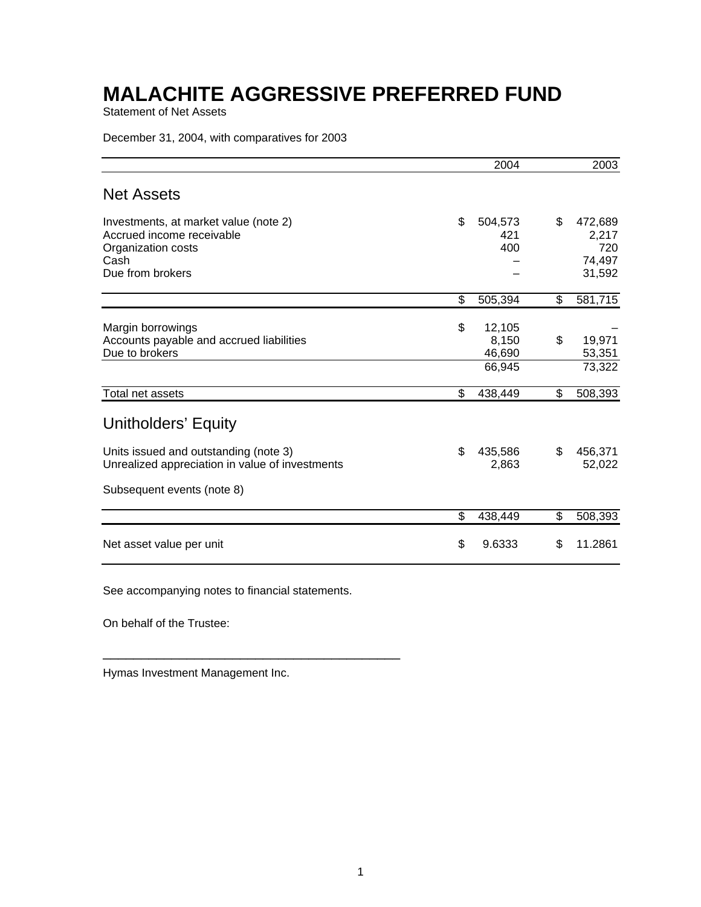# MALACHITE AGGRESSIVE PREFERRED FUND

Statement of Net Assets

December 31, 2004, with comparatives for 2003

| | 2004 | 2003 |
|---|---|---|
| **Net Assets** | | |
| Investments, at market value (note 2) | $ 504,573 | $ 472,689 |
| Accrued income receivable | 421 | 2,217 |
| Organization costs | 400 | 720 |
| Cash | – | 74,497 |
| Due from brokers | – | 31,592 |
| | $ 505,394 | $ 581,715 |
| Margin borrowings | $ 12,105 | – |
| Accounts payable and accrued liabilities | 8,150 | $ 19,971 |
| Due to brokers | 46,690 | 53,351 |
| | 66,945 | 73,322 |
| Total net assets | $ 438,449 | $ 508,393 |
| **Unitholders' Equity** | | |
| Units issued and outstanding (note 3) | $ 435,586 | $ 456,371 |
| Unrealized appreciation in value of investments | 2,863 | 52,022 |
| Subsequent events (note 8) | | |
| | $ 438,449 | $ 508,393 |
| Net asset value per unit | $ 9.6333 | $ 11.2861 |

See accompanying notes to financial statements.

On behalf of the Trustee:

\_\_\_\_\_\_\_\_\_\_\_\_\_\_\_\_\_\_\_\_\_\_\_\_\_\_\_\_\_\_\_\_\_\_\_\_\_\_\_\_\_\_\_\_

Hymas Investment Management Inc.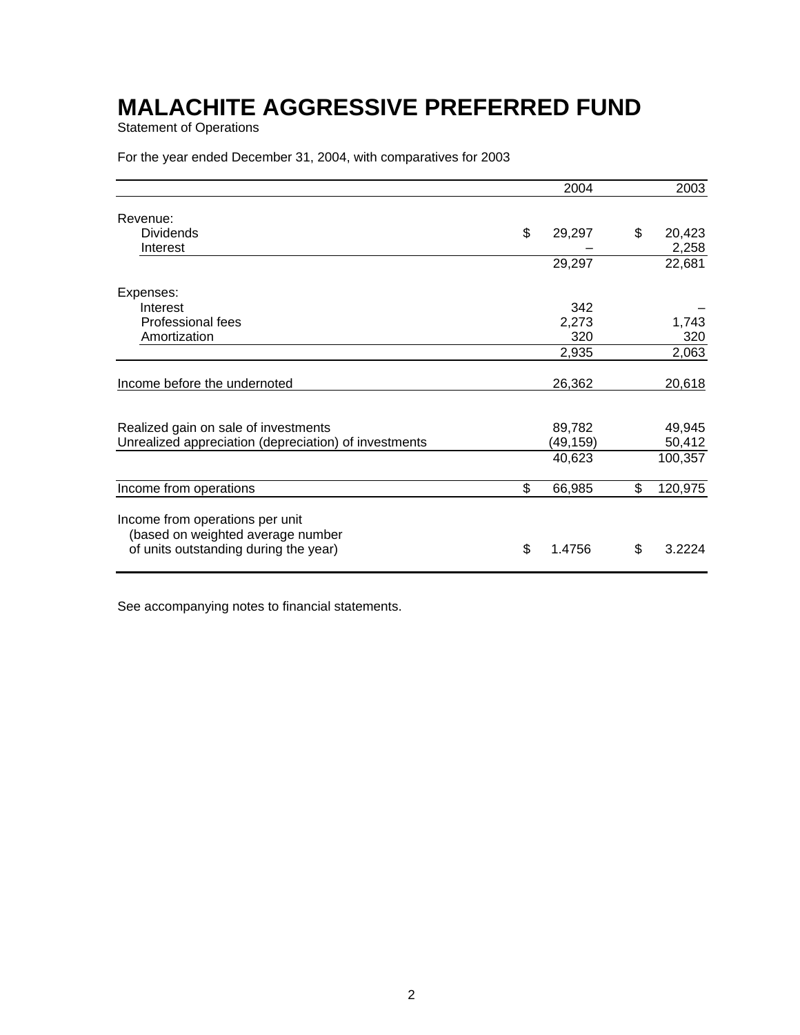# MALACHITE AGGRESSIVE PREFERRED FUND

Statement of Operations

For the year ended December 31, 2004, with comparatives for 2003

| | 2004 | 2003 |
|---|---|---|
| Revenue: | | |
| Dividends | $ 29,297 | $ 20,423 |
| Interest | – | 2,258 |
| | 29,297 | 22,681 |
| Expenses: | | |
| Interest | 342 | – |
| Professional fees | 2,273 | 1,743 |
| Amortization | 320 | 320 |
| | 2,935 | 2,063 |
| Income before the undernoted | 26,362 | 20,618 |
| Realized gain on sale of investments | 89,782 | 49,945 |
| Unrealized appreciation (depreciation) of investments | (49,159) | 50,412 |
| | 40,623 | 100,357 |
| Income from operations | $ 66,985 | $ 120,975 |
| Income from operations per unit (based on weighted average number of units outstanding during the year) | $ 1.4756 | $ 3.2224 |

See accompanying notes to financial statements.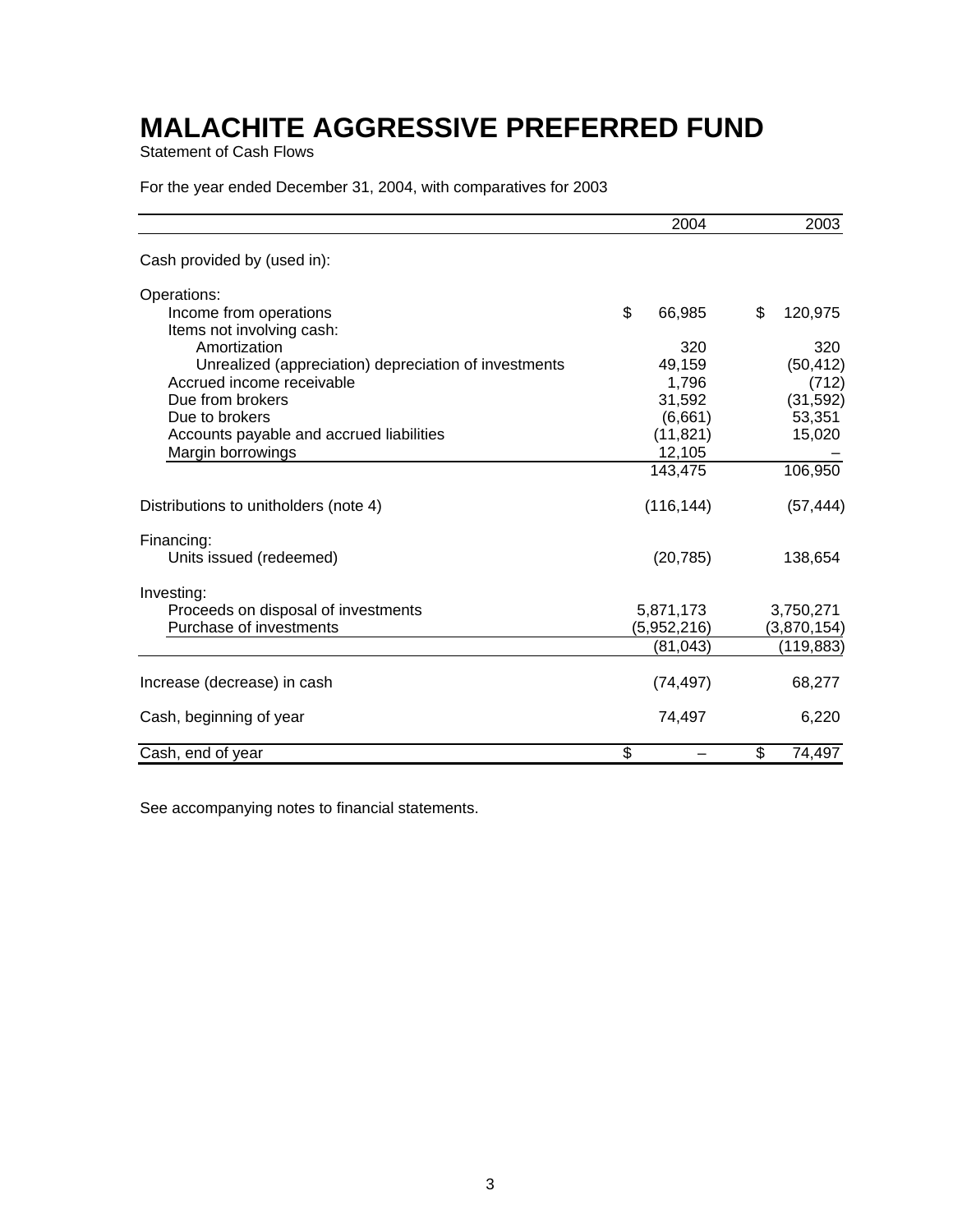# MALACHITE AGGRESSIVE PREFERRED FUND

Statement of Cash Flows

For the year ended December 31, 2004, with comparatives for 2003

| | 2004 | 2003 |
|---|---|---|
| Cash provided by (used in): | | |
| Operations: | | |
| Income from operations | $ 66,985 | $ 120,975 |
| Items not involving cash: | | |
| Amortization | 320 | 320 |
| Unrealized (appreciation) depreciation of investments | 49,159 | (50,412) |
| Accrued income receivable | 1,796 | (712) |
| Due from brokers | 31,592 | (31,592) |
| Due to brokers | (6,661) | 53,351 |
| Accounts payable and accrued liabilities | (11,821) | 15,020 |
| Margin borrowings | 12,105 | – |
| | 143,475 | 106,950 |
| Distributions to unitholders (note 4) | (116,144) | (57,444) |
| Financing: | | |
| Units issued (redeemed) | (20,785) | 138,654 |
| Investing: | | |
| Proceeds on disposal of investments | 5,871,173 | 3,750,271 |
| Purchase of investments | (5,952,216) | (3,870,154) |
| | (81,043) | (119,883) |
| Increase (decrease) in cash | (74,497) | 68,277 |
| Cash, beginning of year | 74,497 | 6,220 |
| Cash, end of year | $ – | $ 74,497 |

See accompanying notes to financial statements.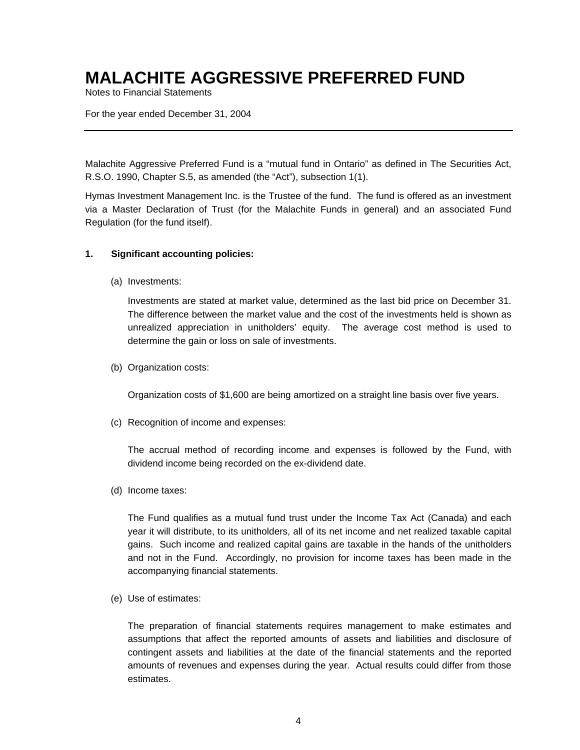# MALACHITE AGGRESSIVE PREFERRED FUND

Notes to Financial Statements

For the year ended December 31, 2004

---

Malachite Aggressive Preferred Fund is a “mutual fund in Ontario” as defined in The Securities Act, R.S.O. 1990, Chapter S.5, as amended (the “Act”), subsection 1(1).

Hymas Investment Management Inc. is the Trustee of the fund. The fund is offered as an investment via a Master Declaration of Trust (for the Malachite Funds in general) and an associated Fund Regulation (for the fund itself).

**1. Significant accounting policies:**

(a) Investments:

Investments are stated at market value, determined as the last bid price on December 31. The difference between the market value and the cost of the investments held is shown as unrealized appreciation in unitholders’ equity. The average cost method is used to determine the gain or loss on sale of investments.

(b) Organization costs:

Organization costs of $1,600 are being amortized on a straight line basis over five years.

(c) Recognition of income and expenses:

The accrual method of recording income and expenses is followed by the Fund, with dividend income being recorded on the ex-dividend date.

(d) Income taxes:

The Fund qualifies as a mutual fund trust under the Income Tax Act (Canada) and each year it will distribute, to its unitholders, all of its net income and net realized taxable capital gains. Such income and realized capital gains are taxable in the hands of the unitholders and not in the Fund. Accordingly, no provision for income taxes has been made in the accompanying financial statements.

(e) Use of estimates:

The preparation of financial statements requires management to make estimates and assumptions that affect the reported amounts of assets and liabilities and disclosure of contingent assets and liabilities at the date of the financial statements and the reported amounts of revenues and expenses during the year. Actual results could differ from those estimates.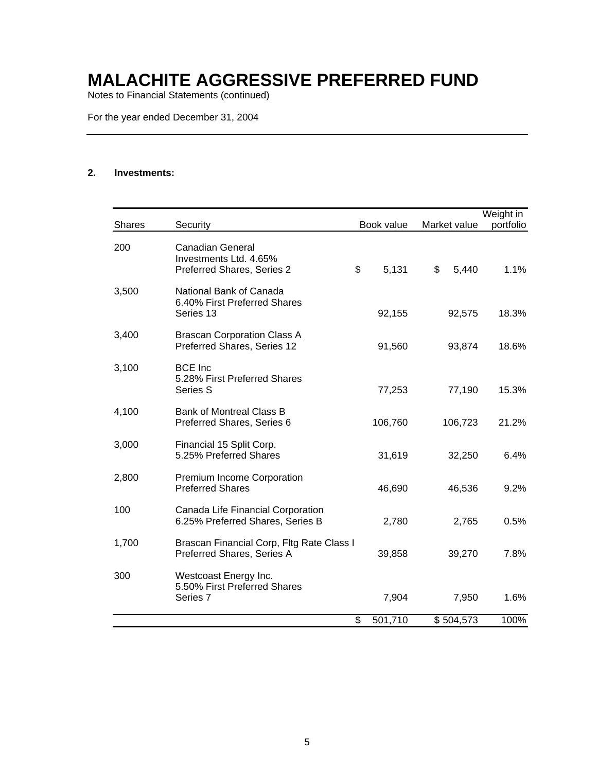# MALACHITE AGGRESSIVE PREFERRED FUND

Notes to Financial Statements (continued)

For the year ended December 31, 2004

**2. Investments:**

| Shares | Security | Book value | Market value | Weight in portfolio |
|---|---|---|---|---|
| 200 | Canadian General Investments Ltd. 4.65% Preferred Shares, Series 2 | $ 5,131 | $ 5,440 | 1.1% |
| 3,500 | National Bank of Canada 6.40% First Preferred Shares Series 13 | 92,155 | 92,575 | 18.3% |
| 3,400 | Brascan Corporation Class A Preferred Shares, Series 12 | 91,560 | 93,874 | 18.6% |
| 3,100 | BCE Inc 5.28% First Preferred Shares Series S | 77,253 | 77,190 | 15.3% |
| 4,100 | Bank of Montreal Class B Preferred Shares, Series 6 | 106,760 | 106,723 | 21.2% |
| 3,000 | Financial 15 Split Corp. 5.25% Preferred Shares | 31,619 | 32,250 | 6.4% |
| 2,800 | Premium Income Corporation Preferred Shares | 46,690 | 46,536 | 9.2% |
| 100 | Canada Life Financial Corporation 6.25% Preferred Shares, Series B | 2,780 | 2,765 | 0.5% |
| 1,700 | Brascan Financial Corp, Fltg Rate Class I Preferred Shares, Series A | 39,858 | 39,270 | 7.8% |
| 300 | Westcoast Energy Inc. 5.50% First Preferred Shares Series 7 | 7,904 | 7,950 | 1.6% |
| | | $ 501,710 | $ 504,573 | 100% |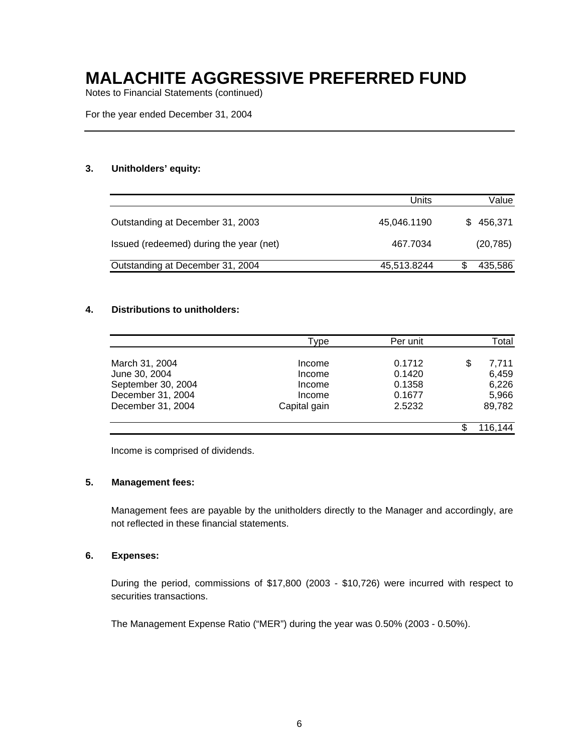# MALACHITE AGGRESSIVE PREFERRED FUND

Notes to Financial Statements (continued)

For the year ended December 31, 2004

### 3. Unitholders' equity:

| | Units | Value |
|---|---|---|
| Outstanding at December 31, 2003 | 45,046.1190 | $ 456,371 |
| Issued (redeemed) during the year (net) | 467.7034 | (20,785) |
| Outstanding at December 31, 2004 | 45,513.8244 | $ 435,586 |

### 4. Distributions to unitholders:

| | Type | Per unit | Total |
|---|---|---|---|
| March 31, 2004 | Income | 0.1712 | $ 7,711 |
| June 30, 2004 | Income | 0.1420 | 6,459 |
| September 30, 2004 | Income | 0.1358 | 6,226 |
| December 31, 2004 | Income | 0.1677 | 5,966 |
| December 31, 2004 | Capital gain | 2.5232 | 89,782 |
| | | | $ 116,144 |

Income is comprised of dividends.

### 5. Management fees:

Management fees are payable by the unitholders directly to the Manager and accordingly, are not reflected in these financial statements.

### 6. Expenses:

During the period, commissions of $17,800 (2003 - $10,726) were incurred with respect to securities transactions.

The Management Expense Ratio ("MER") during the year was 0.50% (2003 - 0.50%).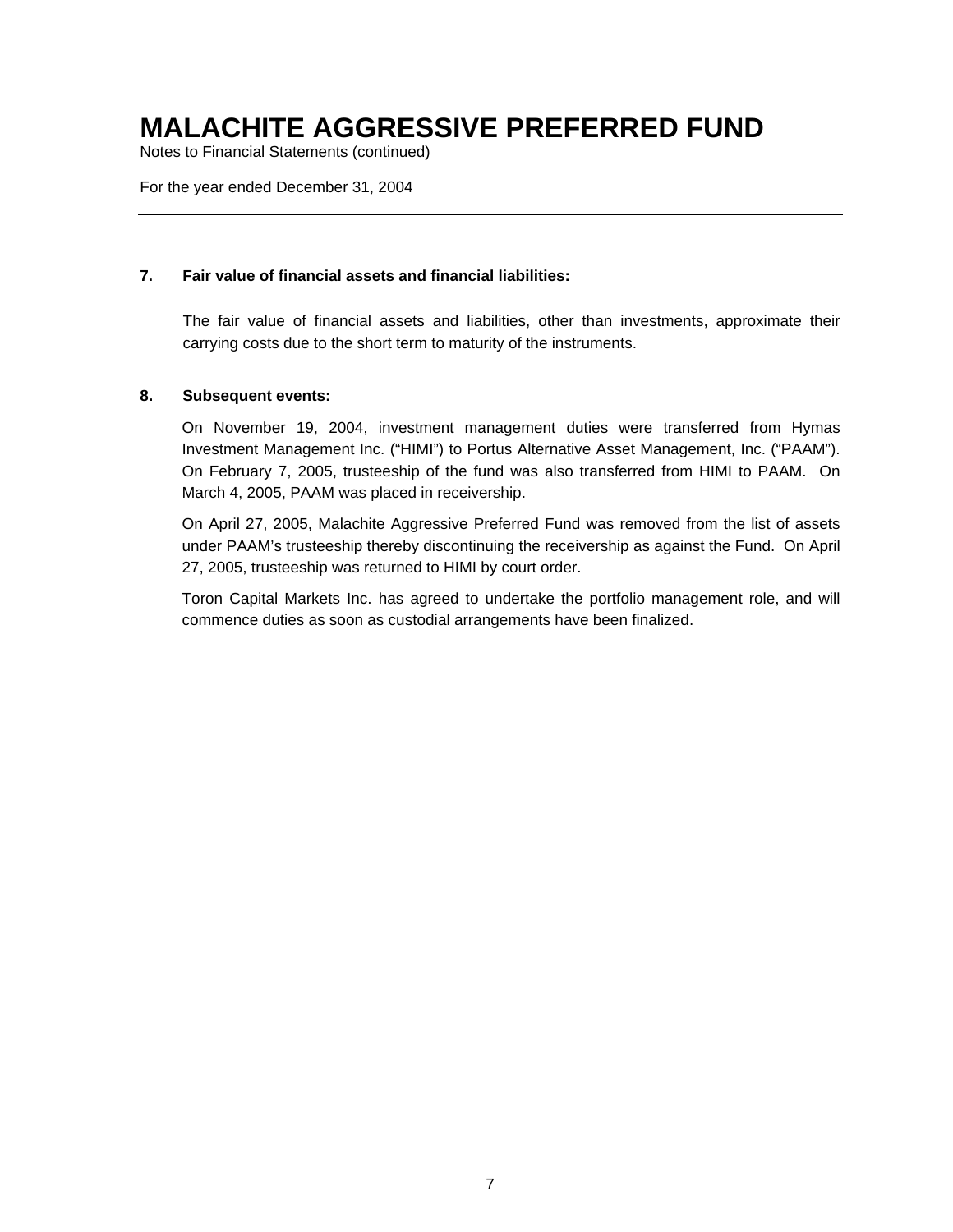# MALACHITE AGGRESSIVE PREFERRED FUND

Notes to Financial Statements (continued)

For the year ended December 31, 2004

---

**7. Fair value of financial assets and financial liabilities:**

The fair value of financial assets and liabilities, other than investments, approximate their carrying costs due to the short term to maturity of the instruments.

**8. Subsequent events:**

On November 19, 2004, investment management duties were transferred from Hymas Investment Management Inc. ("HIMI") to Portus Alternative Asset Management, Inc. ("PAAM"). On February 7, 2005, trusteeship of the fund was also transferred from HIMI to PAAM. On March 4, 2005, PAAM was placed in receivership.

On April 27, 2005, Malachite Aggressive Preferred Fund was removed from the list of assets under PAAM's trusteeship thereby discontinuing the receivership as against the Fund. On April 27, 2005, trusteeship was returned to HIMI by court order.

Toron Capital Markets Inc. has agreed to undertake the portfolio management role, and will commence duties as soon as custodial arrangements have been finalized.